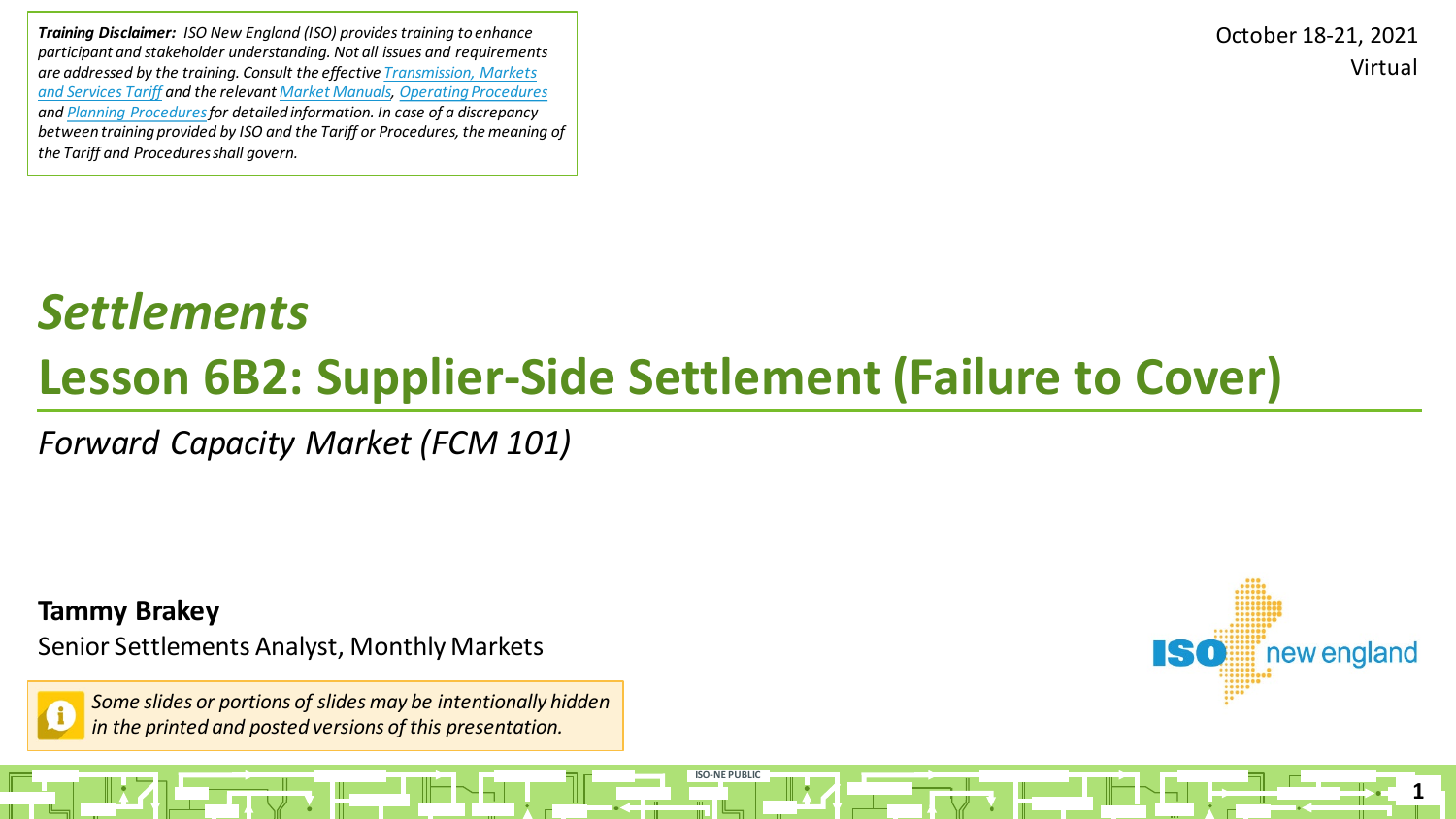***Training Disclaimer:*** *ISO New England (ISO) provides training to enhance participant and stakeholder understanding. Not all issues and requirements are addressed by the training. Consult the effective [Transmission, Markets and Services Tariff] and the relevant [Market Manuals], [Operating Procedures] and [Planning Procedures] for detailed information. In case of a discrepancy between training provided by ISO and the Tariff or Procedures, the meaning of the Tariff and Procedures shall govern.*

October 18-21, 2021
Virtual

# *Settlements*

# Lesson 6B2: Supplier-Side Settlement (Failure to Cover)

*Forward Capacity Market (FCM 101)*

**Tammy Brakey**

Senior Settlements Analyst, Monthly Markets

*Some slides or portions of slides may be intentionally hidden in the printed and posted versions of this presentation.*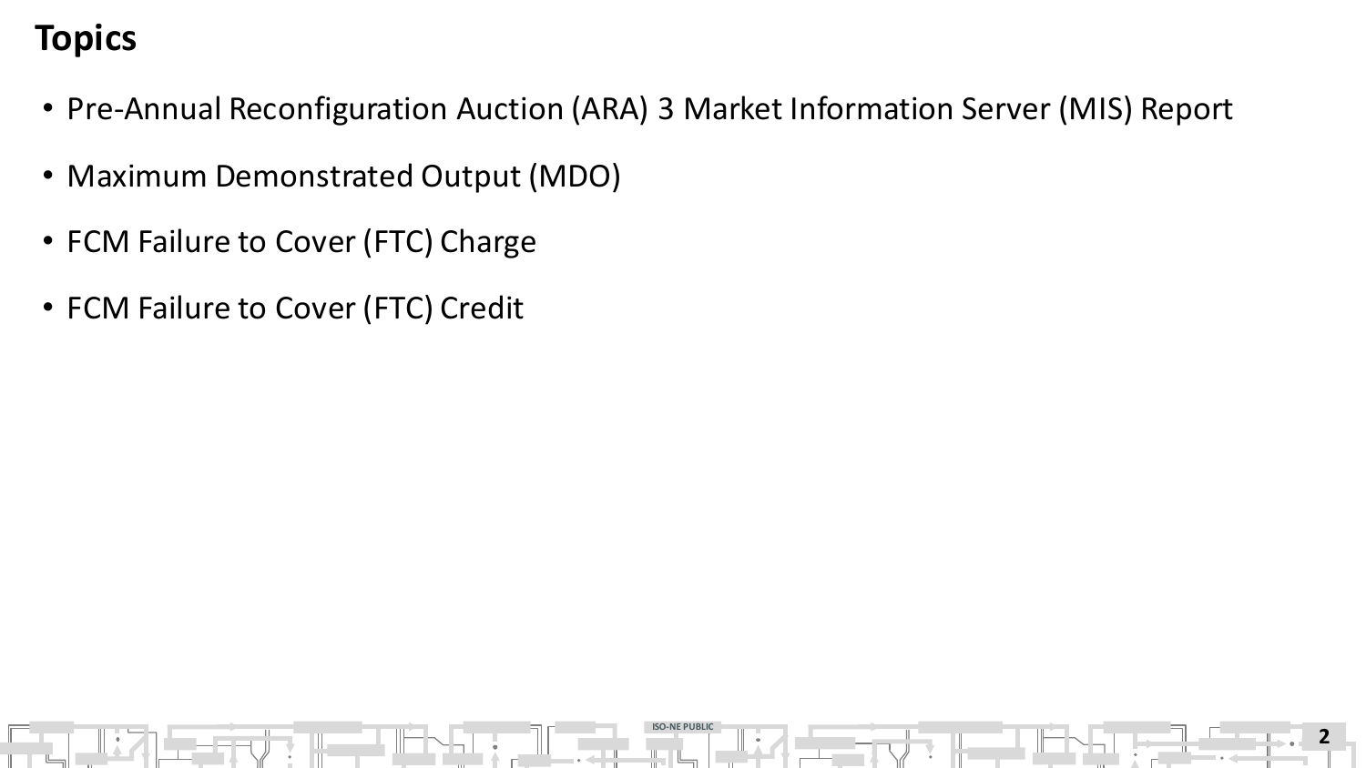# Topics

- Pre-Annual Reconfiguration Auction (ARA) 3 Market Information Server (MIS) Report
- Maximum Demonstrated Output (MDO)
- FCM Failure to Cover (FTC) Charge
- FCM Failure to Cover (FTC) Credit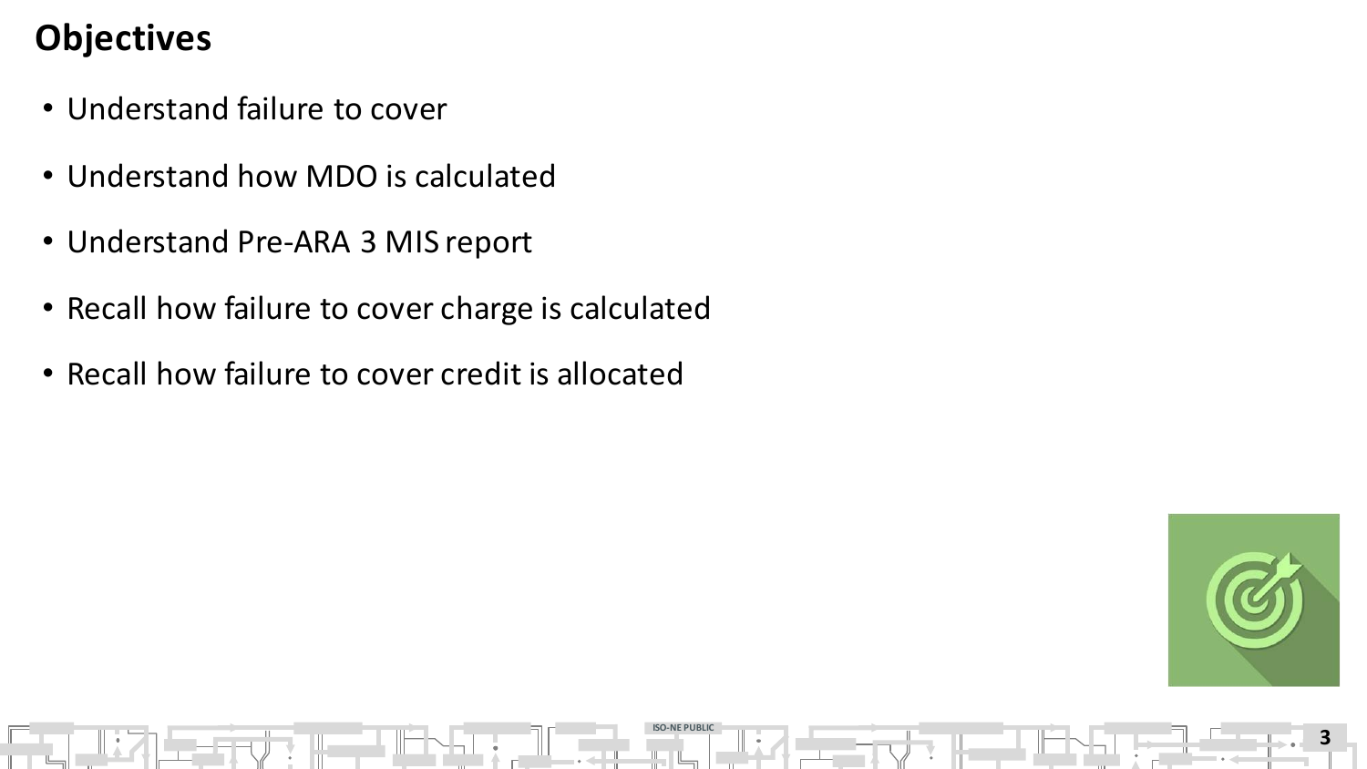# Objectives

- Understand failure to cover
- Understand how MDO is calculated
- Understand Pre-ARA 3 MIS report
- Recall how failure to cover charge is calculated
- Recall how failure to cover credit is allocated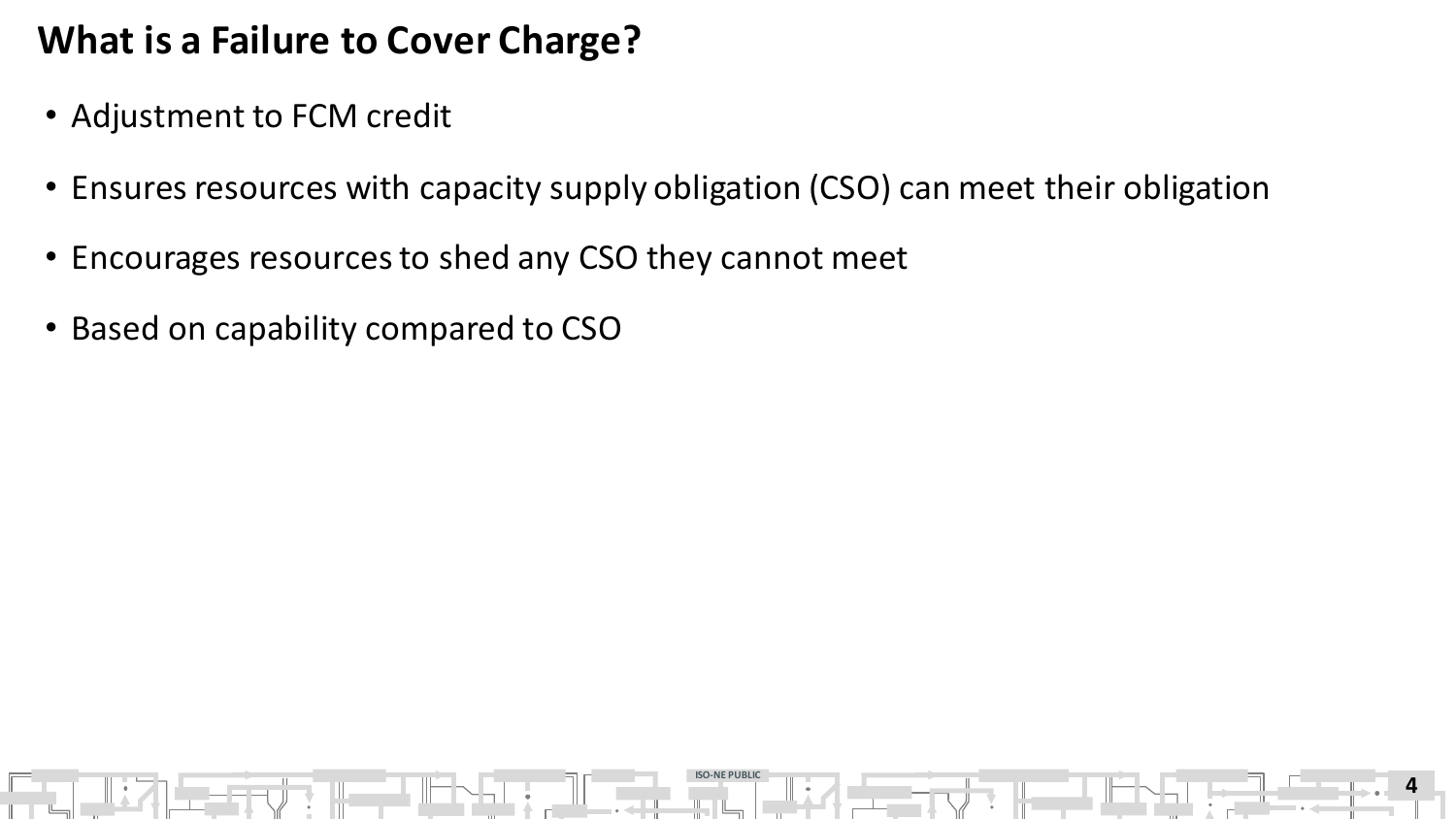# What is a Failure to Cover Charge?

- Adjustment to FCM credit
- Ensures resources with capacity supply obligation (CSO) can meet their obligation
- Encourages resources to shed any CSO they cannot meet
- Based on capability compared to CSO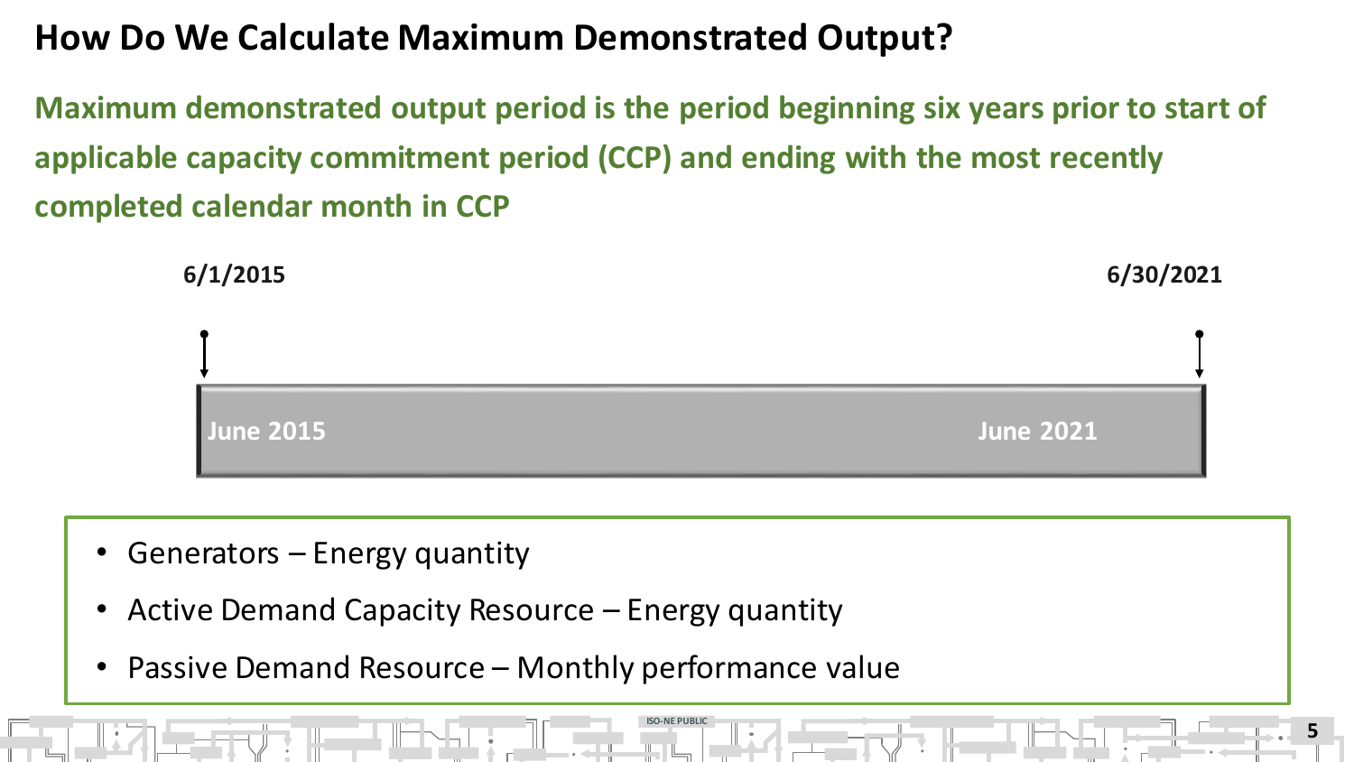# How Do We Calculate Maximum Demonstrated Output?

**Maximum demonstrated output period is the period beginning six years prior to start of applicable capacity commitment period (CCP) and ending with the most recently completed calendar month in CCP**

**6/1/2015** | **6/30/2021**

**June 2015** — **June 2021**

- Generators – Energy quantity
- Active Demand Capacity Resource – Energy quantity
- Passive Demand Resource – Monthly performance value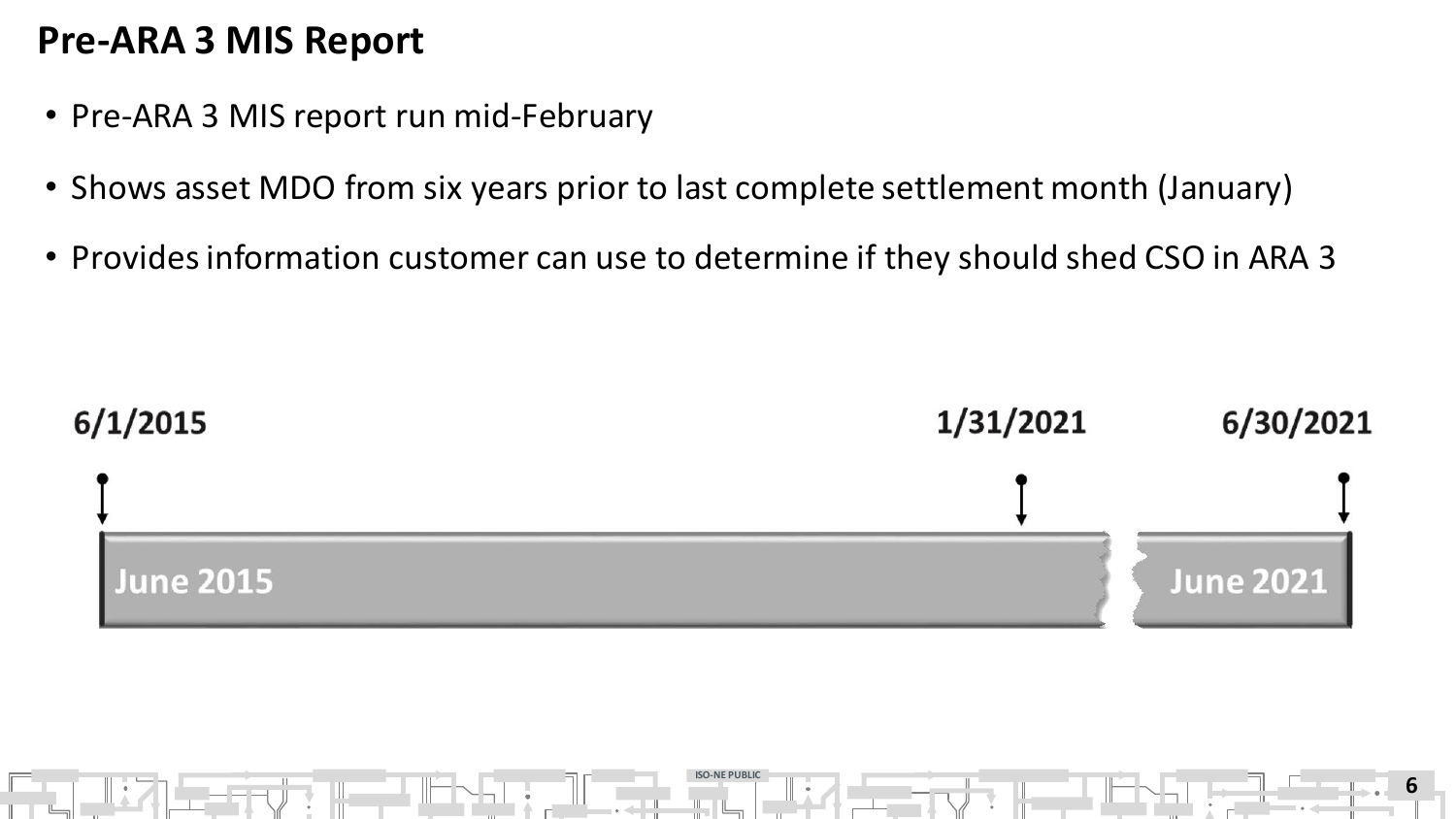# Pre-ARA 3 MIS Report

- Pre-ARA 3 MIS report run mid-February
- Shows asset MDO from six years prior to last complete settlement month (January)
- Provides information customer can use to determine if they should shed CSO in ARA 3

6/1/2015

1/31/2021

6/30/2021

June 2015

June 2021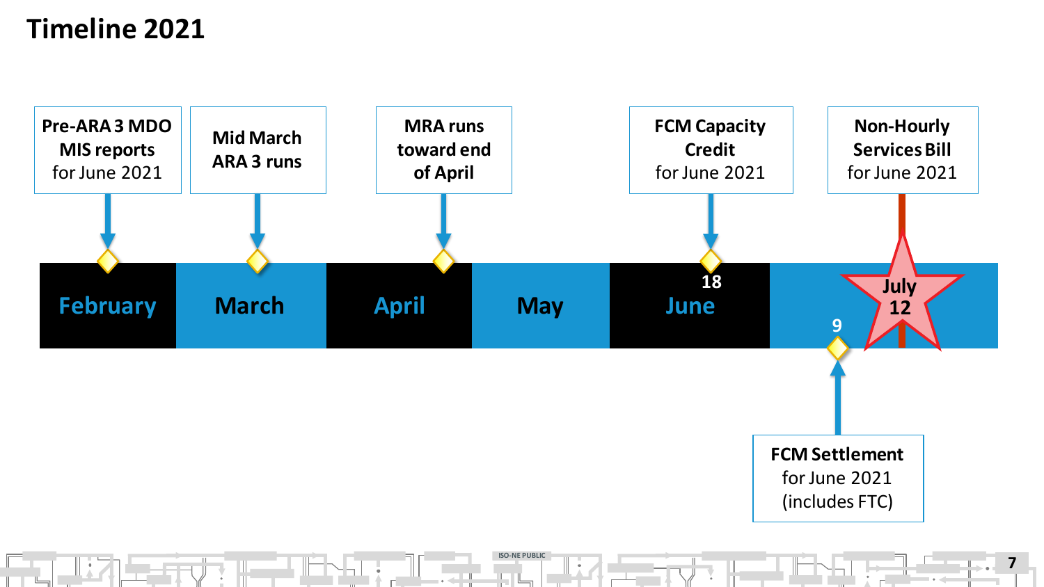# Timeline 2021

- **Pre-ARA 3 MDO MIS reports** for June 2021 — February
- **Mid March ARA 3 runs** — March
- **MRA runs toward end of April** — April
- **FCM Capacity Credit** for June 2021 — June 18
- **FCM Settlement** for June 2021 (includes FTC) — July 9
- **Non-Hourly Services Bill** for June 2021 — July 12

February | March | April | May | June | July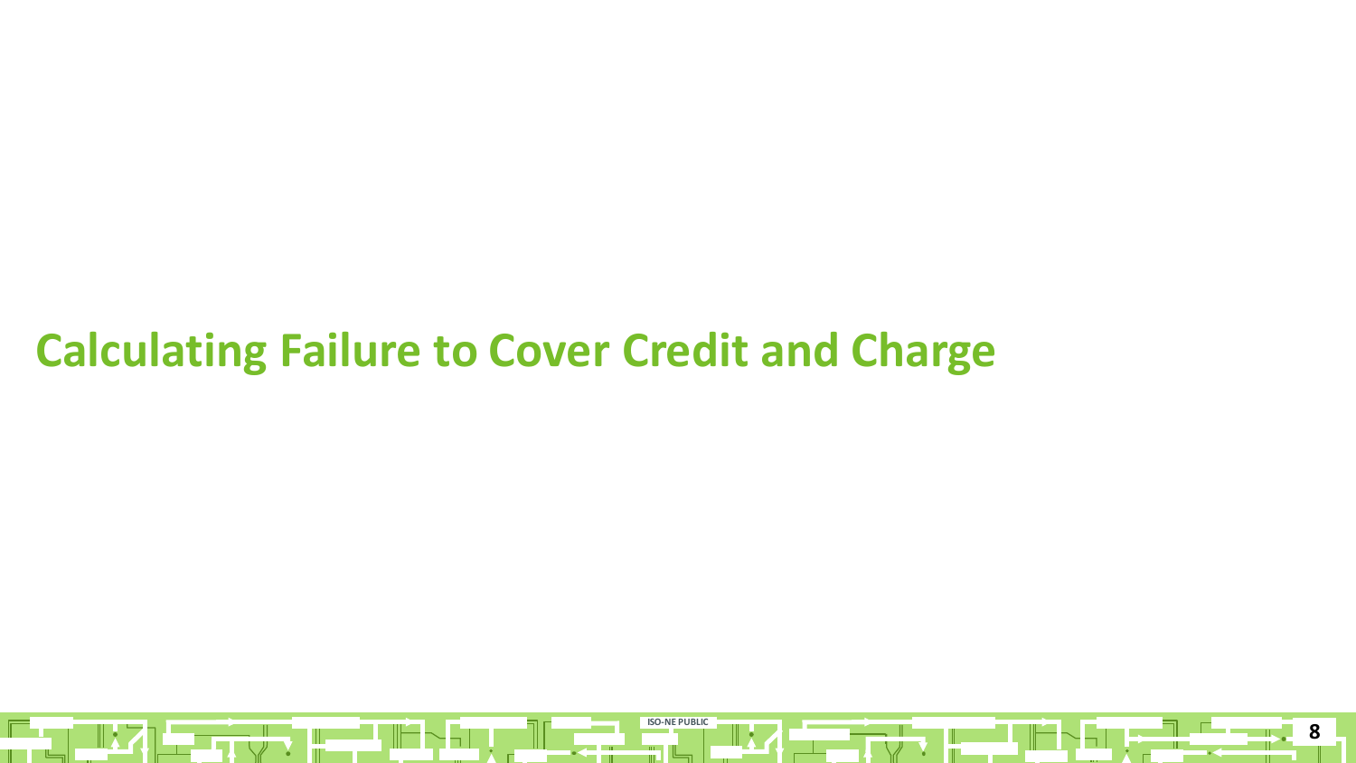# Calculating Failure to Cover Credit and Charge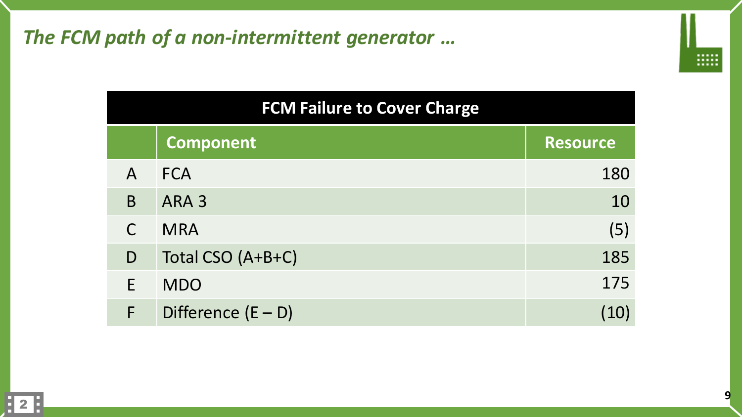## *The FCM path of a non-intermittent generator …*

| FCM Failure to Cover Charge | | |
|---|---|---|
| | **Component** | **Resource** |
| A | FCA | 180 |
| B | ARA 3 | 10 |
| C | MRA | (5) |
| D | Total CSO (A+B+C) | 185 |
| E | MDO | 175 |
| F | Difference (E – D) | (10) |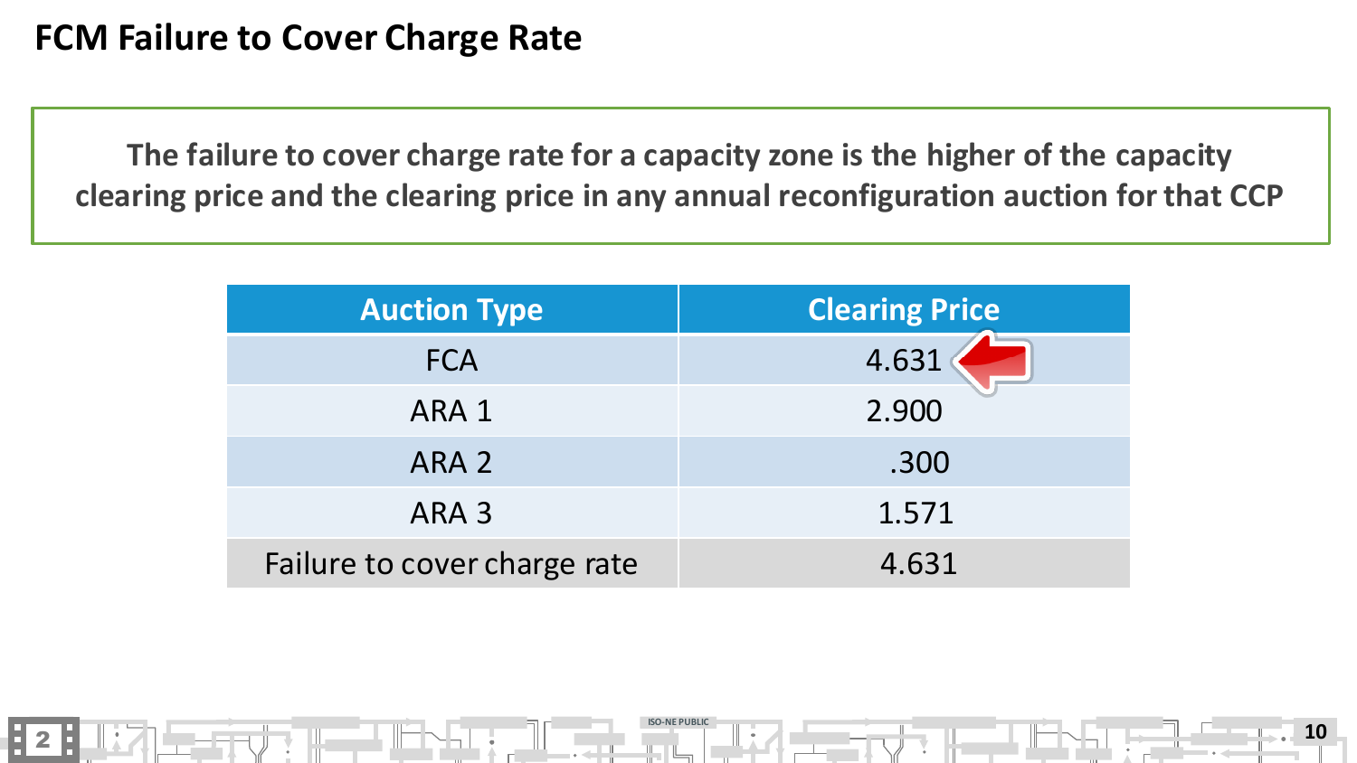# FCM Failure to Cover Charge Rate

**The failure to cover charge rate for a capacity zone is the higher of the capacity clearing price and the clearing price in any annual reconfiguration auction for that CCP**

| Auction Type | Clearing Price |
|---|---|
| FCA | 4.631 |
| ARA 1 | 2.900 |
| ARA 2 | .300 |
| ARA 3 | 1.571 |
| Failure to cover charge rate | 4.631 |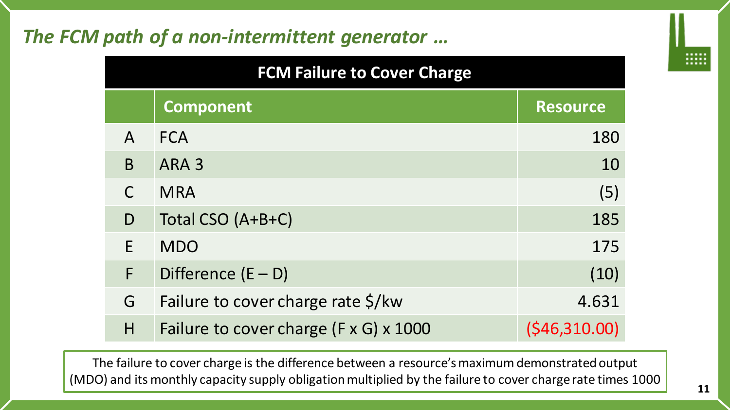## *The FCM path of a non-intermittent generator …*

| FCM Failure to Cover Charge | | |
|---|---|---|
| | **Component** | **Resource** |
| A | FCA | 180 |
| B | ARA 3 | 10 |
| C | MRA | (5) |
| D | Total CSO (A+B+C) | 185 |
| E | MDO | 175 |
| F | Difference (E – D) | (10) |
| G | Failure to cover charge rate $/kw | 4.631 |
| H | Failure to cover charge (F x G) x 1000 | ($46,310.00) |

The failure to cover charge is the difference between a resource's maximum demonstrated output (MDO) and its monthly capacity supply obligation multiplied by the failure to cover charge rate times 1000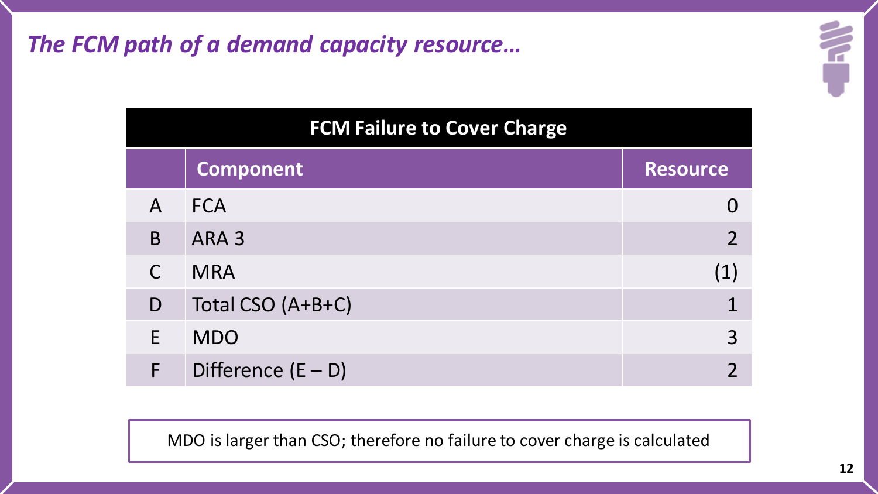# *The FCM path of a demand capacity resource…*

**FCM Failure to Cover Charge**

| | Component | Resource |
|---|---|---|
| A | FCA | 0 |
| B | ARA 3 | 2 |
| C | MRA | (1) |
| D | Total CSO (A+B+C) | 1 |
| E | MDO | 3 |
| F | Difference (E – D) | 2 |

MDO is larger than CSO; therefore no failure to cover charge is calculated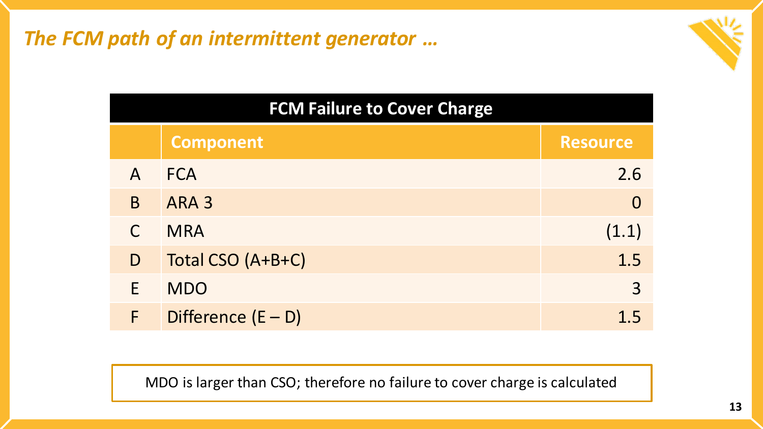## *The FCM path of an intermittent generator …*

| FCM Failure to Cover Charge | | |
|---|---|---|
| | **Component** | **Resource** |
| A | FCA | 2.6 |
| B | ARA 3 | 0 |
| C | MRA | (1.1) |
| D | Total CSO (A+B+C) | 1.5 |
| E | MDO | 3 |
| F | Difference (E – D) | 1.5 |

MDO is larger than CSO; therefore no failure to cover charge is calculated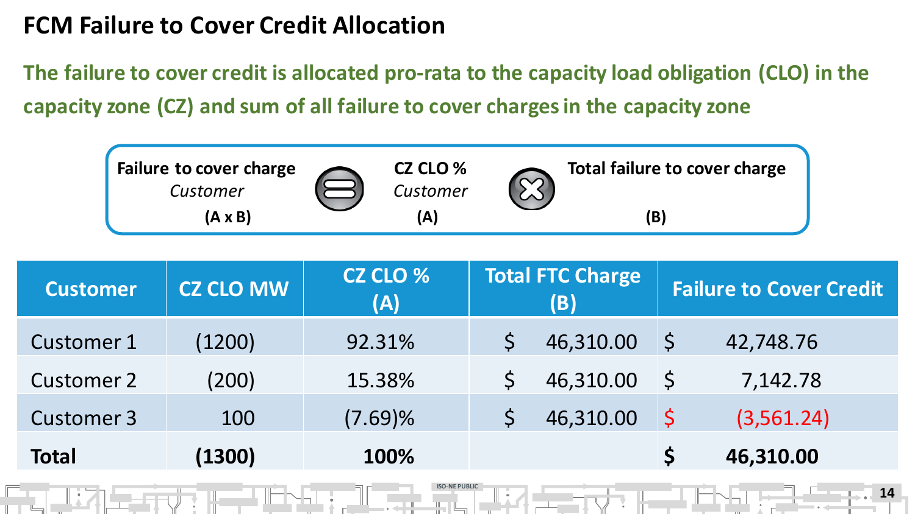# FCM Failure to Cover Credit Allocation

**The failure to cover credit is allocated pro-rata to the capacity load obligation (CLO) in the capacity zone (CZ) and sum of all failure to cover charges in the capacity zone**

| Failure to cover charge *Customer* (A x B) | = | CZ CLO % *Customer* (A) | × | Total failure to cover charge (B) |
|---|---|---|---|---|

| Customer | CZ CLO MW | CZ CLO % (A) | Total FTC Charge (B) | Failure to Cover Credit |
|---|---|---|---|---|
| Customer 1 | (1200) | 92.31% | $ 46,310.00 | $ 42,748.76 |
| Customer 2 | (200) | 15.38% | $ 46,310.00 | $ 7,142.78 |
| Customer 3 | 100 | (7.69)% | $ 46,310.00 | $ (3,561.24) |
| **Total** | **(1300)** | **100%** | | **$ 46,310.00** |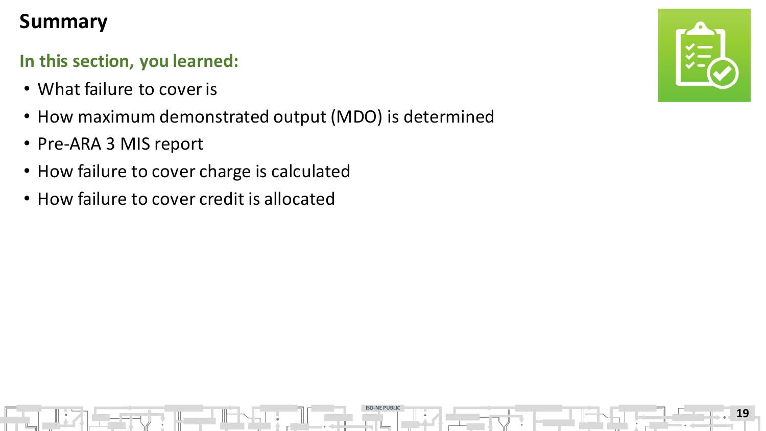# Summary

## In this section, you learned:

- What failure to cover is
- How maximum demonstrated output (MDO) is determined
- Pre-ARA 3 MIS report
- How failure to cover charge is calculated
- How failure to cover credit is allocated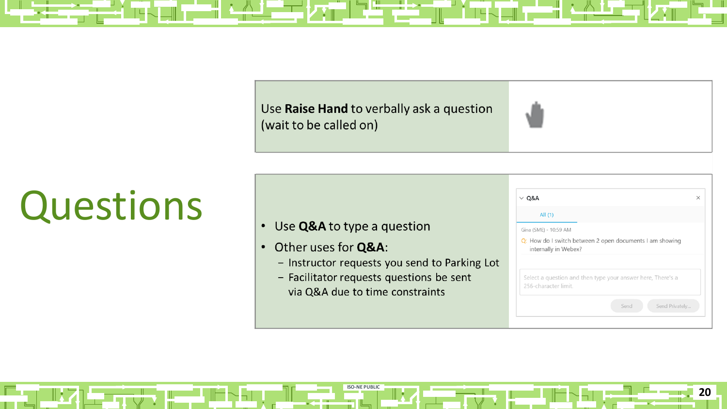# Questions

Use **Raise Hand** to verbally ask a question (wait to be called on)

- Use **Q&A** to type a question
- Other uses for **Q&A**:
  - Instructor requests you send to Parking Lot
  - Facilitator requests questions be sent via Q&A due to time constraints

Q&A

All (1)

Gina (SME) - 10:59 AM

Q: How do I switch between 2 open documents I am showing internally in Webex?

Select a question and then type your answer here, There's a 256-character limit.

Send

Send Privately...

ISO-NE PUBLIC